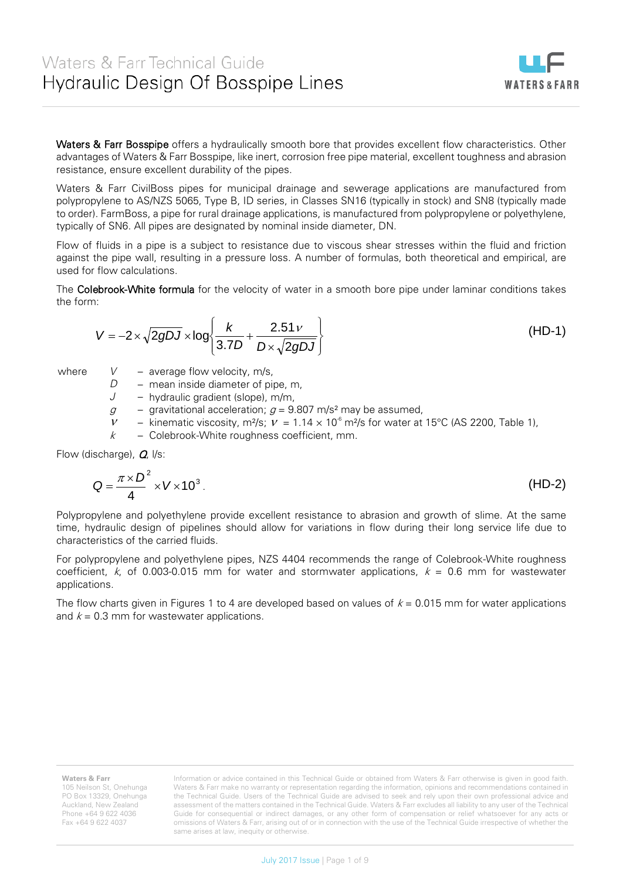# Waters & Farr Technical Guide

# Hydraulic Design Of Bosspipe Lines

**Waters & Farr Bosspipe** offers a hydraulically smooth bore that provides excellent flow characteristics. Other advantages of Waters & Farr Bosspipe, like inert, corrosion free pipe material, excellent toughness and abrasion resistance, ensure excellent durability of the pipes.

Waters & Farr CivilBoss pipes for municipal drainage and sewerage applications are manufactured from polypropylene to AS/NZS 5065, Type B, ID series, in Classes SN16 (typically in stock) and SN8 (typically made to order). FarmBoss, a pipe for rural drainage applications, is manufactured from polypropylene or polyethylene, typically of SN6. All pipes are designated by nominal inside diameter, DN.

Flow of fluids in a pipe is a subject to resistance due to viscous shear stresses within the fluid and friction against the pipe wall, resulting in a pressure loss. A number of formulas, both theoretical and empirical, are used for flow calculations.

The **Colebrook-White formula** for the velocity of water in a smooth bore pipe under laminar conditions takes the form:

$$V = -2 \times \sqrt{2gDJ} \times \log\left\{\frac{k}{3.7D} + \frac{2.51\nu}{D \times \sqrt{2gDJ}}\right\} \qquad \text{(HD-1)}$$

where
- $V$ – average flow velocity, m/s,
- $D$ – mean inside diameter of pipe, m,
- $J$ – hydraulic gradient (slope), m/m,
- $g$ – gravitational acceleration; $g = 9.807$ m/s² may be assumed,
- $\nu$ – kinematic viscosity, m²/s; $\nu = 1.14 \times 10^{-6}$ m²/s for water at 15°C (AS 2200, Table 1),
- $k$ – Colebrook-White roughness coefficient, mm.

Flow (discharge), $Q$, l/s:

$$Q = \frac{\pi \times D^2}{4} \times V \times 10^3 . \qquad \text{(HD-2)}$$

Polypropylene and polyethylene provide excellent resistance to abrasion and growth of slime. At the same time, hydraulic design of pipelines should allow for variations in flow during their long service life due to characteristics of the carried fluids.

For polypropylene and polyethylene pipes, NZS 4404 recommends the range of Colebrook-White roughness coefficient, $k$, of 0.003-0.015 mm for water and stormwater applications, $k$ = 0.6 mm for wastewater applications.

The flow charts given in Figures 1 to 4 are developed based on values of $k$ = 0.015 mm for water applications and $k$ = 0.3 mm for wastewater applications.

**Waters & Farr**
105 Neilson St, Onehunga
PO Box 13329, Onehunga
Auckland, New Zealand
Phone +64 9 622 4036
Fax +64 9 622 4037

Information or advice contained in this Technical Guide or obtained from Waters & Farr otherwise is given in good faith. Waters & Farr make no warranty or representation regarding the information, opinions and recommendations contained in the Technical Guide. Users of the Technical Guide are advised to seek and rely upon their own professional advice and assessment of the matters contained in the Technical Guide. Waters & Farr excludes all liability to any user of the Technical Guide for consequential or indirect damages, or any other form of compensation or relief whatsoever for any acts or omissions of Waters & Farr, arising out of or in connection with the use of the Technical Guide irrespective of whether the same arises at law, inequity or otherwise.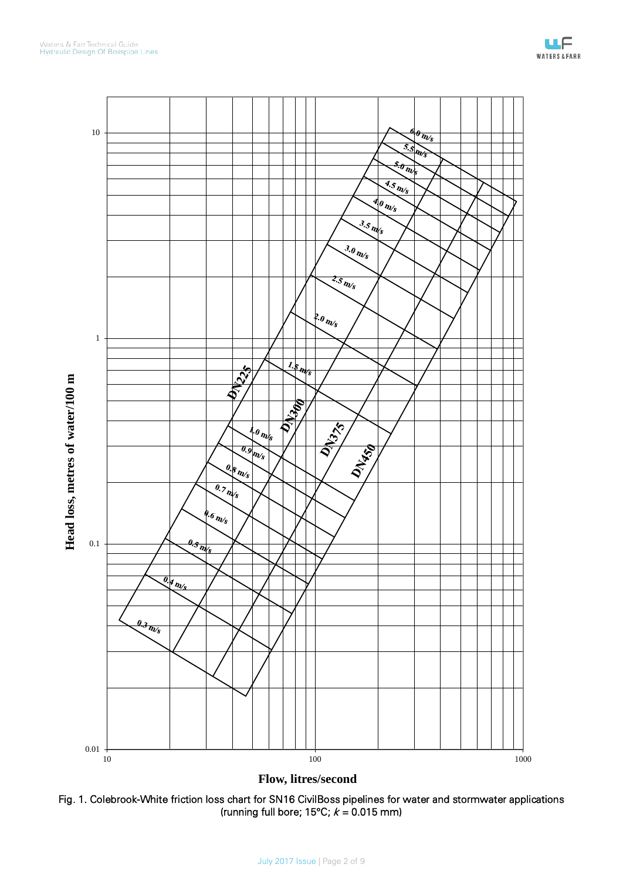Fig. 1. Colebrook-White friction loss chart for SN16 CivilBoss pipelines for water and stormwater applications (running full bore; 15°C; $k = 0.015$ mm)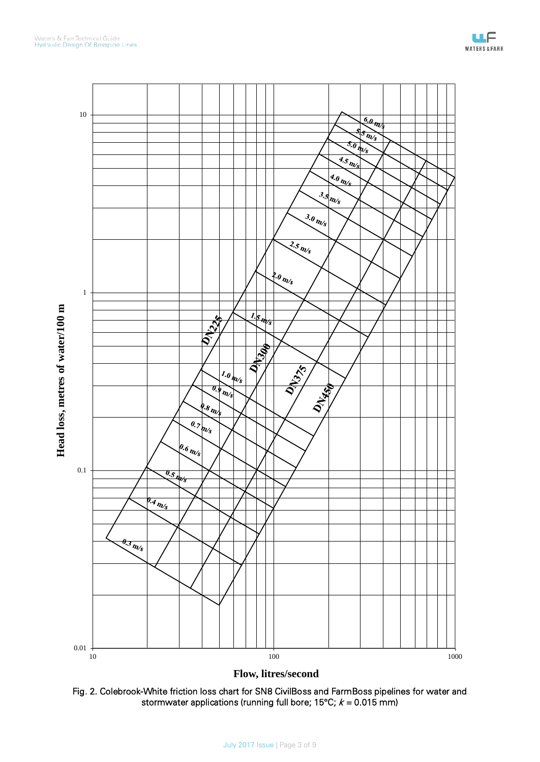Fig. 2. Colebrook-White friction loss chart for SN8 CivilBoss and FarmBoss pipelines for water and stormwater applications (running full bore; 15°C; $k = 0.015$ mm)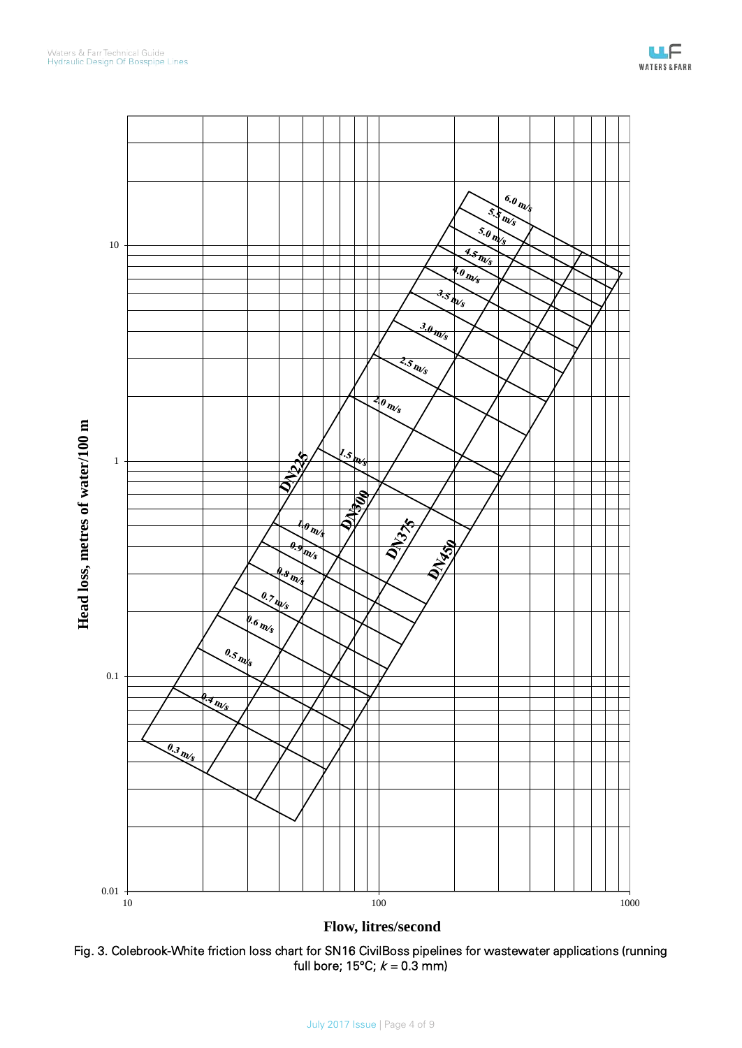Fig. 3. Colebrook-White friction loss chart for SN16 CivilBoss pipelines for wastewater applications (running full bore; 15°C; $k$ = 0.3 mm)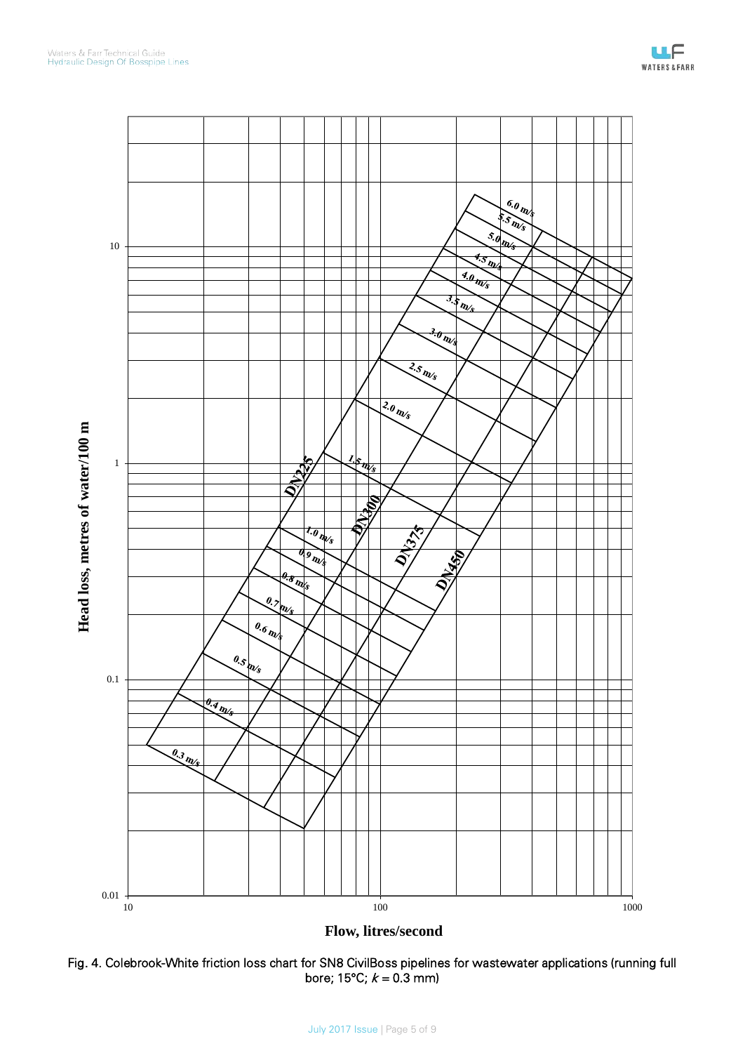Fig. 4. Colebrook-White friction loss chart for SN8 CivilBoss pipelines for wastewater applications (running full bore; 15°C; $k$ = 0.3 mm)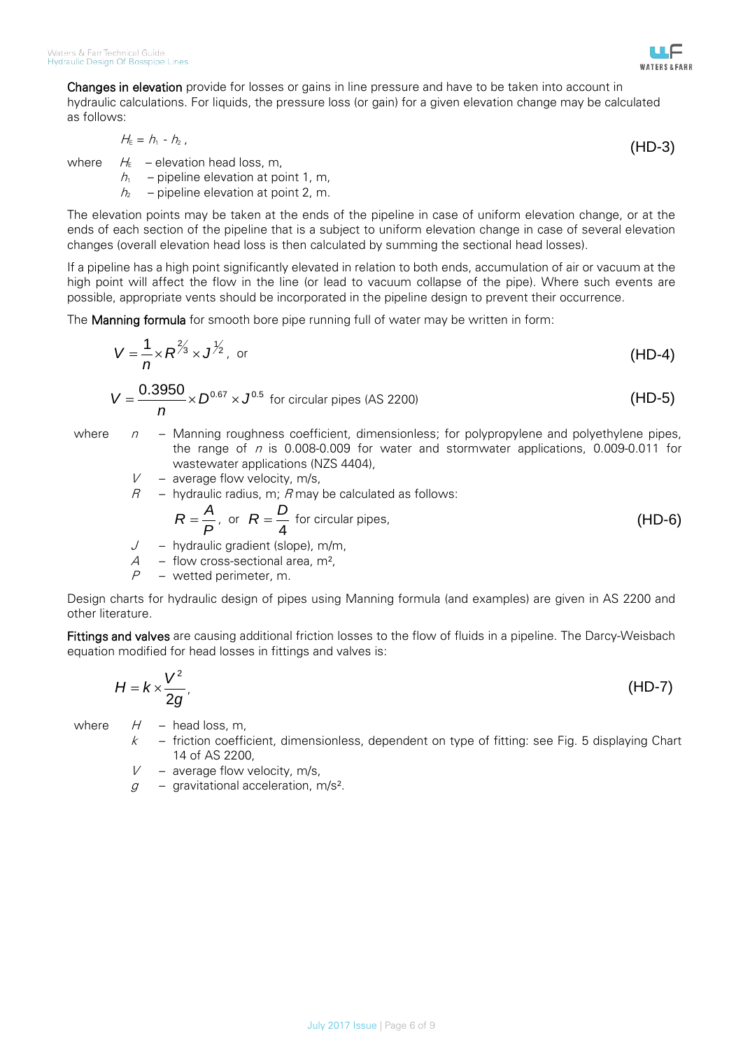**Changes in elevation** provide for losses or gains in line pressure and have to be taken into account in hydraulic calculations. For liquids, the pressure loss (or gain) for a given elevation change may be calculated as follows:

$$H_E = h_1 - h_2 , \tag{HD-3}$$

where $H_E$ – elevation head loss, m,
$h_1$ – pipeline elevation at point 1, m,
$h_2$ – pipeline elevation at point 2, m.

The elevation points may be taken at the ends of the pipeline in case of uniform elevation change, or at the ends of each section of the pipeline that is a subject to uniform elevation change in case of several elevation changes (overall elevation head loss is then calculated by summing the sectional head losses).

If a pipeline has a high point significantly elevated in relation to both ends, accumulation of air or vacuum at the high point will affect the flow in the line (or lead to vacuum collapse of the pipe). Where such events are possible, appropriate vents should be incorporated in the pipeline design to prevent their occurrence.

The **Manning formula** for smooth bore pipe running full of water may be written in form:

$$V = \frac{1}{n} \times R^{2/3} \times J^{1/2} , \text{ or} \tag{HD-4}$$

$$V = \frac{0.3950}{n} \times D^{0.67} \times J^{0.5} \text{ for circular pipes (AS 2200)} \tag{HD-5}$$

where $n$ – Manning roughness coefficient, dimensionless; for polypropylene and polyethylene pipes, the range of $n$ is 0.008-0.009 for water and stormwater applications, 0.009-0.011 for wastewater applications (NZS 4404),
$V$ – average flow velocity, m/s,
$R$ – hydraulic radius, m; $R$ may be calculated as follows:

$$R = \frac{A}{P} , \text{ or } R = \frac{D}{4} \text{ for circular pipes,} \tag{HD-6}$$

$J$ – hydraulic gradient (slope), m/m,
$A$ – flow cross-sectional area, m²,
$P$ – wetted perimeter, m.

Design charts for hydraulic design of pipes using Manning formula (and examples) are given in AS 2200 and other literature.

**Fittings and valves** are causing additional friction losses to the flow of fluids in a pipeline. The Darcy-Weisbach equation modified for head losses in fittings and valves is:

$$H = k \times \frac{V^2}{2g} , \tag{HD-7}$$

where $H$ – head loss, m,
$k$ – friction coefficient, dimensionless, dependent on type of fitting: see Fig. 5 displaying Chart 14 of AS 2200,
$V$ – average flow velocity, m/s,
$g$ – gravitational acceleration, m/s².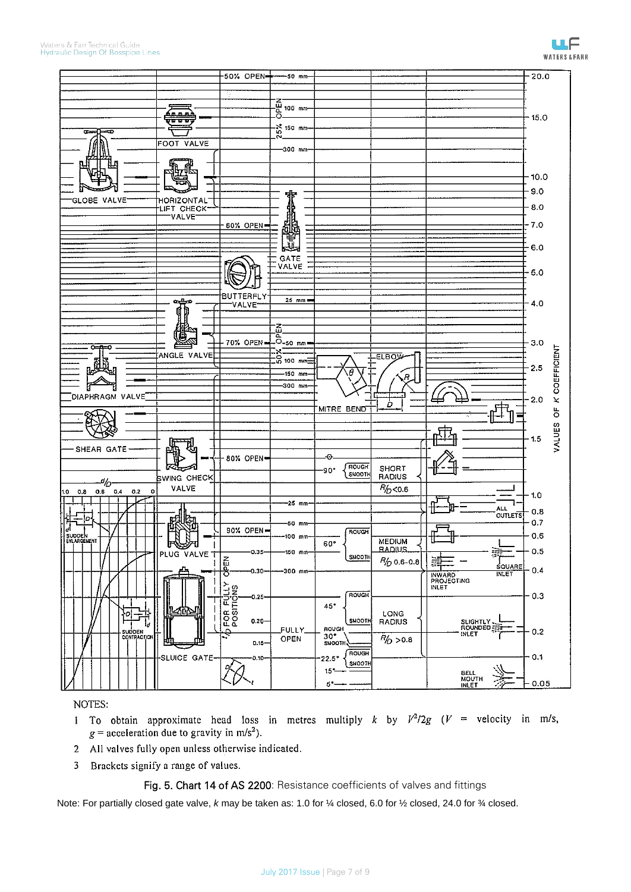NOTES:

1 To obtain approximate head loss in metres multiply $k$ by $V^2/2g$ ($V$ = velocity in m/s, $g$ = acceleration due to gravity in m/s$^2$).

2 All valves fully open unless otherwise indicated.

3 Brackets signify a range of values.

**Fig. 5. Chart 14 of AS 2200**: Resistance coefficients of valves and fittings

Note: For partially closed gate valve, $k$ may be taken as: 1.0 for ¼ closed, 6.0 for ½ closed, 24.0 for ¾ closed.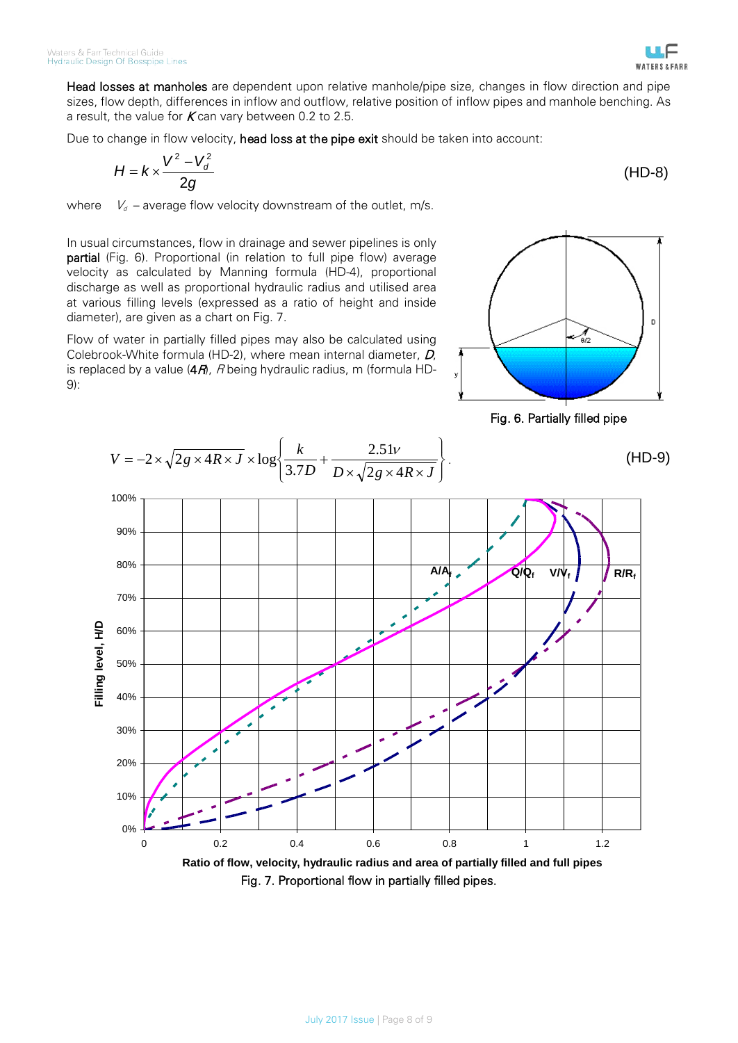**Head losses at manholes** are dependent upon relative manhole/pipe size, changes in flow direction and pipe sizes, flow depth, differences in inflow and outflow, relative position of inflow pipes and manhole benching. As a result, the value for $K$ can vary between 0.2 to 2.5.

Due to change in flow velocity, **head loss at the pipe exit** should be taken into account:

$$H = k \times \frac{V^2 - V_d^2}{2g} \tag{HD-8}$$

where $V_d$ – average flow velocity downstream of the outlet, m/s.

In usual circumstances, flow in drainage and sewer pipelines is only **partial** (Fig. 6). Proportional (in relation to full pipe flow) average velocity as calculated by Manning formula (HD-4), proportional discharge as well as proportional hydraulic radius and utilised area at various filling levels (expressed as a ratio of height and inside diameter), are given as a chart on Fig. 7.

Flow of water in partially filled pipes may also be calculated using Colebrook-White formula (HD-2), where mean internal diameter, $D$, is replaced by a value ($4R$), $R$ being hydraulic radius, m (formula HD-9):

Fig. 6. Partially filled pipe

$$V = -2 \times \sqrt{2g \times 4R \times J} \times \log\left\{\frac{k}{3.7D} + \frac{2.51\nu}{D \times \sqrt{2g \times 4R \times J}}\right\}. \tag{HD-9}$$

Fig. 7. Proportional flow in partially filled pipes.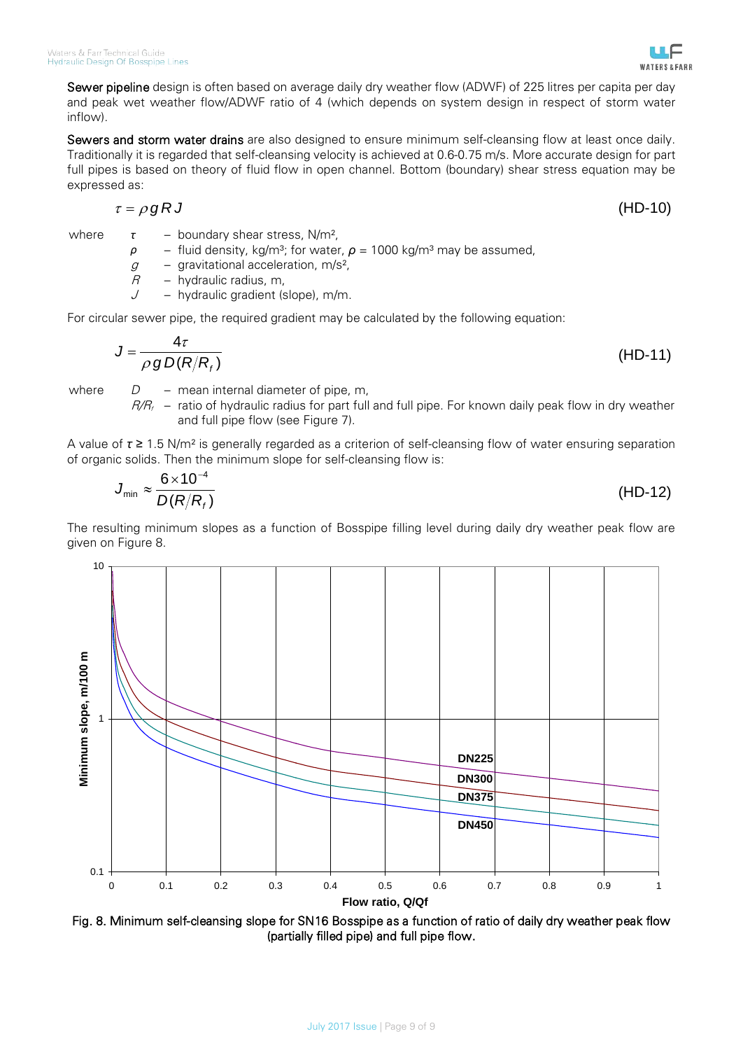**Sewer pipeline** design is often based on average daily dry weather flow (ADWF) of 225 litres per capita per day and peak wet weather flow/ADWF ratio of 4 (which depends on system design in respect of storm water inflow).

**Sewers and storm water drains** are also designed to ensure minimum self-cleansing flow at least once daily. Traditionally it is regarded that self-cleansing velocity is achieved at 0.6-0.75 m/s. More accurate design for part full pipes is based on theory of fluid flow in open channel. Bottom (boundary) shear stress equation may be expressed as:

$$\tau = \rho g R J \tag{HD-10}$$

where
- $\tau$ – boundary shear stress, N/m²,
- $\rho$ – fluid density, kg/m³; for water, $\rho$ = 1000 kg/m³ may be assumed,
- $g$ – gravitational acceleration, m/s²,
- $R$ – hydraulic radius, m,
- $J$ – hydraulic gradient (slope), m/m.

For circular sewer pipe, the required gradient may be calculated by the following equation:

$$J = \frac{4\tau}{\rho g D (R/R_f)} \tag{HD-11}$$

where
- $D$ – mean internal diameter of pipe, m,
- $R/R_f$ – ratio of hydraulic radius for part full and full pipe. For known daily peak flow in dry weather and full pipe flow (see Figure 7).

A value of $\tau \geq 1.5$ N/m² is generally regarded as a criterion of self-cleansing flow of water ensuring separation of organic solids. Then the minimum slope for self-cleansing flow is:

$$J_{\min} \approx \frac{6 \times 10^{-4}}{D (R/R_f)} \tag{HD-12}$$

The resulting minimum slopes as a function of Bosspipe filling level during daily dry weather peak flow are given on Figure 8.

Minimum slope, m/100 m
10
1
0.1
0
0.1
0.2
0.3
0.4
0.5
0.6
0.7
0.8
0.9
1
Flow ratio, Q/Qf
DN225
DN300
DN375
DN450

Fig. 8. Minimum self-cleansing slope for SN16 Bosspipe as a function of ratio of daily dry weather peak flow (partially filled pipe) and full pipe flow.